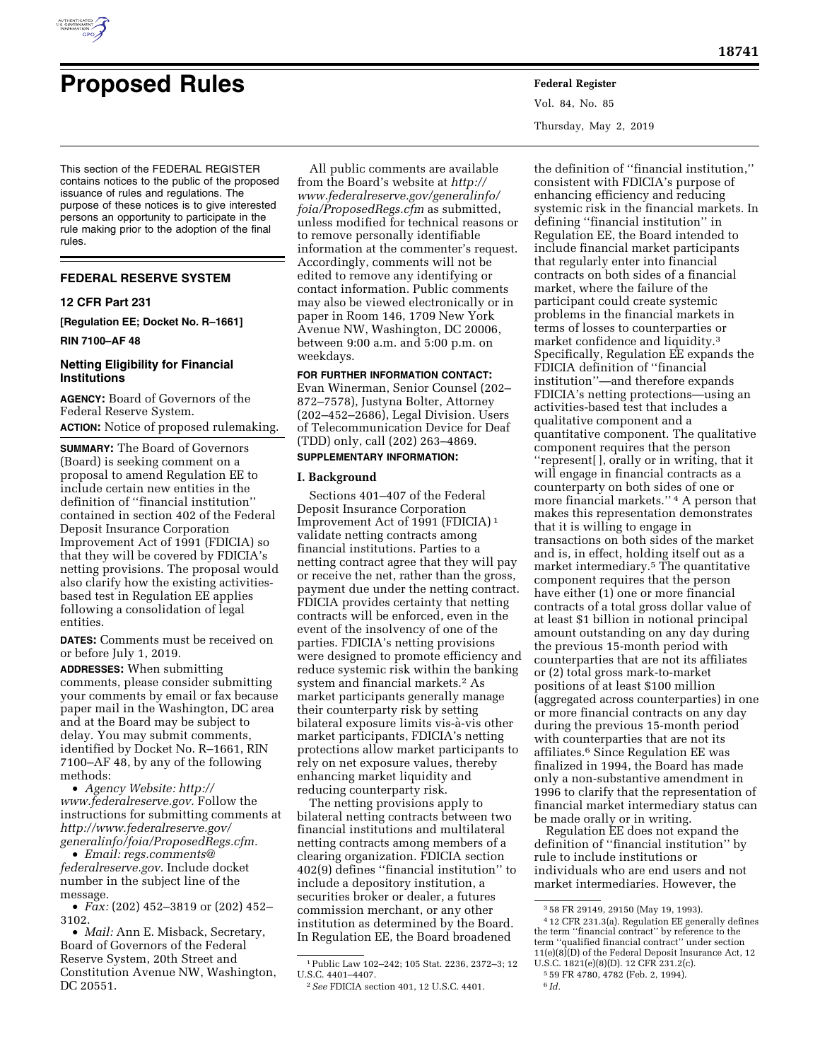# Proposed Rules

This section of the FEDERAL REGISTER contains notices to the public of the proposed issuance of rules and regulations. The purpose of these notices is to give interested persons an opportunity to participate in the rule making prior to the adoption of the final rules.

## FEDERAL RESERVE SYSTEM

### 12 CFR Part 231

**[Regulation EE; Docket No. R–1661]**

**RIN 7100–AF 48**

### Netting Eligibility for Financial Institutions

**AGENCY:** Board of Governors of the Federal Reserve System.

**ACTION:** Notice of proposed rulemaking.

**SUMMARY:** The Board of Governors (Board) is seeking comment on a proposal to amend Regulation EE to include certain new entities in the definition of ''financial institution'' contained in section 402 of the Federal Deposit Insurance Corporation Improvement Act of 1991 (FDICIA) so that they will be covered by FDICIA's netting provisions. The proposal would also clarify how the existing activities-based test in Regulation EE applies following a consolidation of legal entities.

**DATES:** Comments must be received on or before July 1, 2019.

**ADDRESSES:** When submitting comments, please consider submitting your comments by email or fax because paper mail in the Washington, DC area and at the Board may be subject to delay. You may submit comments, identified by Docket No. R–1661, RIN 7100–AF 48, by any of the following methods:

- *Agency Website: http://www.federalreserve.gov.* Follow the instructions for submitting comments at *http://www.federalreserve.gov/generalinfo/foia/ProposedRegs.cfm.*
- *Email: regs.comments@federalreserve.gov.* Include docket number in the subject line of the message.
- *Fax:* (202) 452–3819 or (202) 452–3102.
- *Mail:* Ann E. Misback, Secretary, Board of Governors of the Federal Reserve System, 20th Street and Constitution Avenue NW, Washington, DC 20551.

All public comments are available from the Board's website at *http://www.federalreserve.gov/generalinfo/foia/ProposedRegs.cfm* as submitted, unless modified for technical reasons or to remove personally identifiable information at the commenter's request. Accordingly, comments will not be edited to remove any identifying or contact information. Public comments may also be viewed electronically or in paper in Room 146, 1709 New York Avenue NW, Washington, DC 20006, between 9:00 a.m. and 5:00 p.m. on weekdays.

**FOR FURTHER INFORMATION CONTACT:** Evan Winerman, Senior Counsel (202–872–7578), Justyna Bolter, Attorney (202–452–2686), Legal Division. Users of Telecommunication Device for Deaf (TDD) only, call (202) 263–4869.

**SUPPLEMENTARY INFORMATION:**

## I. Background

Sections 401–407 of the Federal Deposit Insurance Corporation Improvement Act of 1991 (FDICIA) [1] validate netting contracts among financial institutions. Parties to a netting contract agree that they will pay or receive the net, rather than the gross, payment due under the netting contract. FDICIA provides certainty that netting contracts will be enforced, even in the event of the insolvency of one of the parties. FDICIA's netting provisions were designed to promote efficiency and reduce systemic risk within the banking system and financial markets.[2] As market participants generally manage their counterparty risk by setting bilateral exposure limits vis-à-vis other market participants, FDICIA's netting protections allow market participants to rely on net exposure values, thereby enhancing market liquidity and reducing counterparty risk.

The netting provisions apply to bilateral netting contracts between two financial institutions and multilateral netting contracts among members of a clearing organization. FDICIA section 402(9) defines ''financial institution'' to include a depository institution, a securities broker or dealer, a futures commission merchant, or any other institution as determined by the Board. In Regulation EE, the Board broadened the definition of ''financial institution,'' consistent with FDICIA's purpose of enhancing efficiency and reducing systemic risk in the financial markets. In defining ''financial institution'' in Regulation EE, the Board intended to include financial market participants that regularly enter into financial contracts on both sides of a financial market, where the failure of the participant could create systemic problems in the financial markets in terms of losses to counterparties or market confidence and liquidity.[3] Specifically, Regulation EE expands the FDICIA definition of ''financial institution''—and therefore expands FDICIA's netting protections—using an activities-based test that includes a qualitative component and a quantitative component. The qualitative component requires that the person ''represent[ ], orally or in writing, that it will engage in financial contracts as a counterparty on both sides of one or more financial markets.'' [4] A person that makes this representation demonstrates that it is willing to engage in transactions on both sides of the market and is, in effect, holding itself out as a market intermediary.[5] The quantitative component requires that the person have either (1) one or more financial contracts of a total gross dollar value of at least $1 billion in notional principal amount outstanding on any day during the previous 15-month period with counterparties that are not its affiliates or (2) total gross mark-to-market positions of at least $100 million (aggregated across counterparties) in one or more financial contracts on any day during the previous 15-month period with counterparties that are not its affiliates.[6] Since Regulation EE was finalized in 1994, the Board has made only a non-substantive amendment in 1996 to clarify that the representation of financial market intermediary status can be made orally or in writing.

Regulation EE does not expand the definition of ''financial institution'' by rule to include institutions or individuals who are end users and not market intermediaries. However, the

---

[1] Public Law 102–242; 105 Stat. 2236, 2372–3; 12 U.S.C. 4401–4407.

[2] *See* FDICIA section 401, 12 U.S.C. 4401.

[3] 58 FR 29149, 29150 (May 19, 1993).

[4] 12 CFR 231.3(a). Regulation EE generally defines the term ''financial contract'' by reference to the term ''qualified financial contract'' under section 11(e)(8)(D) of the Federal Deposit Insurance Act, 12 U.S.C. 1821(e)(8)(D). 12 CFR 231.2(c).

[5] 59 FR 4780, 4782 (Feb. 2, 1994).

[6] *Id.*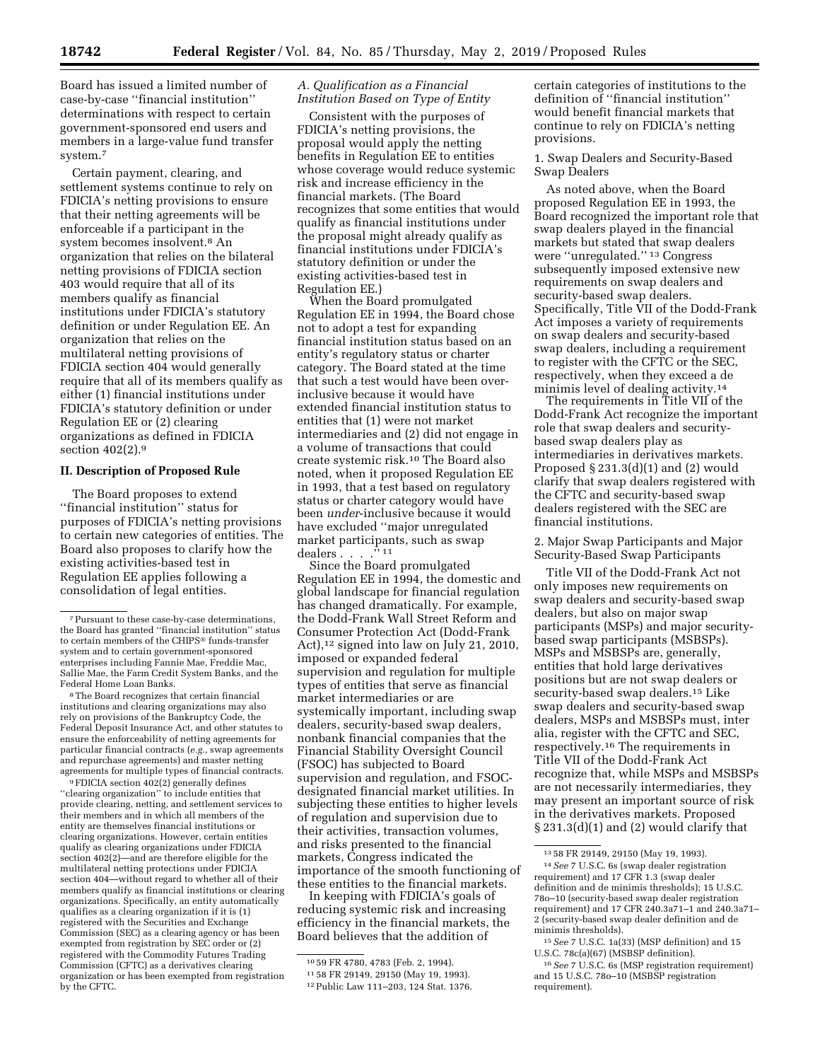Board has issued a limited number of case-by-case ''financial institution'' determinations with respect to certain government-sponsored end users and members in a large-value fund transfer system.[7]

Certain payment, clearing, and settlement systems continue to rely on FDICIA's netting provisions to ensure that their netting agreements will be enforceable if a participant in the system becomes insolvent.[8] An organization that relies on the bilateral netting provisions of FDICIA section 403 would require that all of its members qualify as financial institutions under FDICIA's statutory definition or under Regulation EE. An organization that relies on the multilateral netting provisions of FDICIA section 404 would generally require that all of its members qualify as either (1) financial institutions under FDICIA's statutory definition or under Regulation EE or (2) clearing organizations as defined in FDICIA section 402(2).[9]

## II. Description of Proposed Rule

The Board proposes to extend ''financial institution'' status for purposes of FDICIA's netting provisions to certain new categories of entities. The Board also proposes to clarify how the existing activities-based test in Regulation EE applies following a consolidation of legal entities.

### A. Qualification as a Financial Institution Based on Type of Entity

Consistent with the purposes of FDICIA's netting provisions, the proposal would apply the netting benefits in Regulation EE to entities whose coverage would reduce systemic risk and increase efficiency in the financial markets. (The Board recognizes that some entities that would qualify as financial institutions under the proposal might already qualify as financial institutions under FDICIA's statutory definition or under the existing activities-based test in Regulation EE.)

When the Board promulgated Regulation EE in 1994, the Board chose not to adopt a test for expanding financial institution status based on an entity's regulatory status or charter category. The Board stated at the time that such a test would have been over-inclusive because it would have extended financial institution status to entities that (1) were not market intermediaries and (2) did not engage in a volume of transactions that could create systemic risk.[10] The Board also noted, when it proposed Regulation EE in 1993, that a test based on regulatory status or charter category would have been *under*-inclusive because it would have excluded ''major unregulated market participants, such as swap dealers . . . .''[11]

Since the Board promulgated Regulation EE in 1994, the domestic and global landscape for financial regulation has changed dramatically. For example, the Dodd-Frank Wall Street Reform and Consumer Protection Act (Dodd-Frank Act),[12] signed into law on July 21, 2010, imposed or expanded federal supervision and regulation for multiple types of entities that serve as financial market intermediaries or are systemically important, including swap dealers, security-based swap dealers, nonbank financial companies that the Financial Stability Oversight Council (FSOC) has subjected to Board supervision and regulation, and FSOC-designated financial market utilities. In subjecting these entities to higher levels of regulation and supervision due to their activities, transaction volumes, and risks presented to the financial markets, Congress indicated the importance of the smooth functioning of these entities to the financial markets.

In keeping with FDICIA's goals of reducing systemic risk and increasing efficiency in the financial markets, the Board believes that the addition of certain categories of institutions to the definition of ''financial institution'' would benefit financial markets that continue to rely on FDICIA's netting provisions.

#### 1. Swap Dealers and Security-Based Swap Dealers

As noted above, when the Board proposed Regulation EE in 1993, the Board recognized the important role that swap dealers played in the financial markets but stated that swap dealers were ''unregulated.''[13] Congress subsequently imposed extensive new requirements on swap dealers and security-based swap dealers. Specifically, Title VII of the Dodd-Frank Act imposes a variety of requirements on swap dealers and security-based swap dealers, including a requirement to register with the CFTC or the SEC, respectively, when they exceed a de minimis level of dealing activity.[14]

The requirements in Title VII of the Dodd-Frank Act recognize the important role that swap dealers and security-based swap dealers play as intermediaries in derivatives markets. Proposed § 231.3(d)(1) and (2) would clarify that swap dealers registered with the CFTC and security-based swap dealers registered with the SEC are financial institutions.

#### 2. Major Swap Participants and Major Security-Based Swap Participants

Title VII of the Dodd-Frank Act not only imposes new requirements on swap dealers and security-based swap dealers, but also on major swap participants (MSPs) and major security-based swap participants (MSBSPs). MSPs and MSBSPs are, generally, entities that hold large derivatives positions but are not swap dealers or security-based swap dealers.[15] Like swap dealers and security-based swap dealers, MSPs and MSBSPs must, inter alia, register with the CFTC and SEC, respectively.[16] The requirements in Title VII of the Dodd-Frank Act recognize that, while MSPs and MSBSPs are not necessarily intermediaries, they may present an important source of risk in the derivatives markets. Proposed § 231.3(d)(1) and (2) would clarify that

---

[7] Pursuant to these case-by-case determinations, the Board has granted ''financial institution'' status to certain members of the CHIPS® funds-transfer system and to certain government-sponsored enterprises including Fannie Mae, Freddie Mac, Sallie Mae, the Farm Credit System Banks, and the Federal Home Loan Banks.

[8] The Board recognizes that certain financial institutions and clearing organizations may also rely on provisions of the Bankruptcy Code, the Federal Deposit Insurance Act, and other statutes to ensure the enforceability of netting agreements for particular financial contracts (*e.g.,* swap agreements and repurchase agreements) and master netting agreements for multiple types of financial contracts.

[9] FDICIA section 402(2) generally defines ''clearing organization'' to include entities that provide clearing, netting, and settlement services to their members and in which all members of the entity are themselves financial institutions or clearing organizations. However, certain entities qualify as clearing organizations under FDICIA section 402(2)—and are therefore eligible for the multilateral netting protections under FDICIA section 404—without regard to whether all of their members qualify as financial institutions or clearing organizations. Specifically, an entity automatically qualifies as a clearing organization if it is (1) registered with the Securities and Exchange Commission (SEC) as a clearing agency or has been exempted from registration by SEC order or (2) registered with the Commodity Futures Trading Commission (CFTC) as a derivatives clearing organization or has been exempted from registration by the CFTC.

[10] 59 FR 4780, 4783 (Feb. 2, 1994).

[11] 58 FR 29149, 29150 (May 19, 1993).

[12] Public Law 111–203, 124 Stat. 1376.

[13] 58 FR 29149, 29150 (May 19, 1993).

[14] *See* 7 U.S.C. 6s (swap dealer registration requirement) and 17 CFR 1.3 (swap dealer definition and de minimis thresholds); 15 U.S.C. 78o–10 (security-based swap dealer registration requirement) and 17 CFR 240.3a71–1 and 240.3a71–2 (security-based swap dealer definition and de minimis thresholds).

[15] *See* 7 U.S.C. 1a(33) (MSP definition) and 15 U.S.C. 78c(a)(67) (MSBSP definition).

[16] *See* 7 U.S.C. 6s (MSP registration requirement) and 15 U.S.C. 78o–10 (MSBSP registration requirement).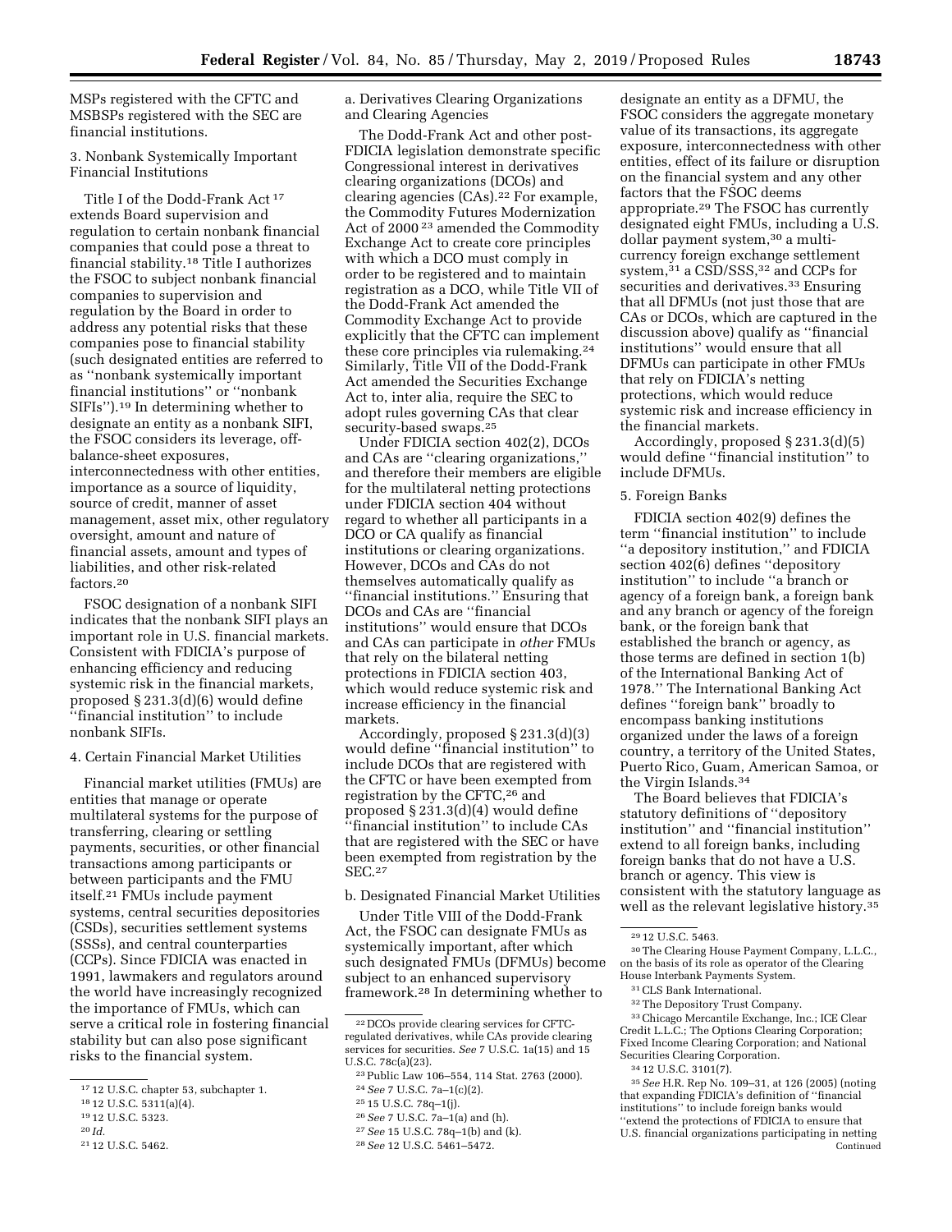MSPs registered with the CFTC and MSBSPs registered with the SEC are financial institutions.

3. Nonbank Systemically Important Financial Institutions

Title I of the Dodd-Frank Act [17] extends Board supervision and regulation to certain nonbank financial companies that could pose a threat to financial stability.[18] Title I authorizes the FSOC to subject nonbank financial companies to supervision and regulation by the Board in order to address any potential risks that these companies pose to financial stability (such designated entities are referred to as "nonbank systemically important financial institutions" or "nonbank SIFIs").[19] In determining whether to designate an entity as a nonbank SIFI, the FSOC considers its leverage, off-balance-sheet exposures, interconnectedness with other entities, importance as a source of liquidity, source of credit, manner of asset management, asset mix, other regulatory oversight, amount and nature of financial assets, amount and types of liabilities, and other risk-related factors.[20]

FSOC designation of a nonbank SIFI indicates that the nonbank SIFI plays an important role in U.S. financial markets. Consistent with FDICIA's purpose of enhancing efficiency and reducing systemic risk in the financial markets, proposed § 231.3(d)(6) would define "financial institution" to include nonbank SIFIs.

4. Certain Financial Market Utilities

Financial market utilities (FMUs) are entities that manage or operate multilateral systems for the purpose of transferring, clearing or settling payments, securities, or other financial transactions among participants or between participants and the FMU itself.[21] FMUs include payment systems, central securities depositories (CSDs), securities settlement systems (SSSs), and central counterparties (CCPs). Since FDICIA was enacted in 1991, lawmakers and regulators around the world have increasingly recognized the importance of FMUs, which can serve a critical role in fostering financial stability but can also pose significant risks to the financial system.

a. Derivatives Clearing Organizations and Clearing Agencies

The Dodd-Frank Act and other post-FDICIA legislation demonstrate specific Congressional interest in derivatives clearing organizations (DCOs) and clearing agencies (CAs).[22] For example, the Commodity Futures Modernization Act of 2000 [23] amended the Commodity Exchange Act to create core principles with which a DCO must comply in order to be registered and to maintain registration as a DCO, while Title VII of the Dodd-Frank Act amended the Commodity Exchange Act to provide explicitly that the CFTC can implement these core principles via rulemaking.[24] Similarly, Title VII of the Dodd-Frank Act amended the Securities Exchange Act to, inter alia, require the SEC to adopt rules governing CAs that clear security-based swaps.[25]

Under FDICIA section 402(2), DCOs and CAs are "clearing organizations," and therefore their members are eligible for the multilateral netting protections under FDICIA section 404 without regard to whether all participants in a DCO or CA qualify as financial institutions or clearing organizations. However, DCOs and CAs do not themselves automatically qualify as "financial institutions." Ensuring that DCOs and CAs are "financial institutions" would ensure that DCOs and CAs can participate in *other* FMUs that rely on the bilateral netting protections in FDICIA section 403, which would reduce systemic risk and increase efficiency in the financial markets.

Accordingly, proposed § 231.3(d)(3) would define "financial institution" to include DCOs that are registered with the CFTC or have been exempted from registration by the CFTC,[26] and proposed § 231.3(d)(4) would define "financial institution" to include CAs that are registered with the SEC or have been exempted from registration by the SEC.[27]

b. Designated Financial Market Utilities

Under Title VIII of the Dodd-Frank Act, the FSOC can designate FMUs as systemically important, after which such designated FMUs (DFMUs) become subject to an enhanced supervisory framework.[28] In determining whether to designate an entity as a DFMU, the FSOC considers the aggregate monetary value of its transactions, its aggregate exposure, interconnectedness with other entities, effect of its failure or disruption on the financial system and any other factors that the FSOC deems appropriate.[29] The FSOC has currently designated eight FMUs, including a U.S. dollar payment system,[30] a multi-currency foreign exchange settlement system,[31] a CSD/SSS,[32] and CCPs for securities and derivatives.[33] Ensuring that all DFMUs (not just those that are CAs or DCOs, which are captured in the discussion above) qualify as "financial institutions" would ensure that all DFMUs can participate in other FMUs that rely on FDICIA's netting protections, which would reduce systemic risk and increase efficiency in the financial markets.

Accordingly, proposed § 231.3(d)(5) would define "financial institution" to include DFMUs.

5. Foreign Banks

FDICIA section 402(9) defines the term "financial institution" to include "a depository institution," and FDICIA section 402(6) defines "depository institution" to include "a branch or agency of a foreign bank, a foreign bank and any branch or agency of the foreign bank, or the foreign bank that established the branch or agency, as those terms are defined in section 1(b) of the International Banking Act of 1978." The International Banking Act defines "foreign bank" broadly to encompass banking institutions organized under the laws of a foreign country, a territory of the United States, Puerto Rico, Guam, American Samoa, or the Virgin Islands.[34]

The Board believes that FDICIA's statutory definitions of "depository institution" and "financial institution" extend to all foreign banks, including foreign banks that do not have a U.S. branch or agency. This view is consistent with the statutory language as well as the relevant legislative history.[35]

---

[17] 12 U.S.C. chapter 53, subchapter 1.

[18] 12 U.S.C. 5311(a)(4).

[19] 12 U.S.C. 5323.

[20] *Id.*

[21] 12 U.S.C. 5462.

[22] DCOs provide clearing services for CFTC-regulated derivatives, while CAs provide clearing services for securities. *See* 7 U.S.C. 1a(15) and 15 U.S.C. 78c(a)(23).

[23] Public Law 106–554, 114 Stat. 2763 (2000).

[24] *See* 7 U.S.C. 7a–1(c)(2).

[25] 15 U.S.C. 78q–1(j).

[26] *See* 7 U.S.C. 7a–1(a) and (h).

[27] *See* 15 U.S.C. 78q–1(b) and (k).

[28] *See* 12 U.S.C. 5461–5472.

[29] 12 U.S.C. 5463.

[30] The Clearing House Payment Company, L.L.C., on the basis of its role as operator of the Clearing House Interbank Payments System.

[31] CLS Bank International.

[32] The Depository Trust Company.

[33] Chicago Mercantile Exchange, Inc.; ICE Clear Credit L.L.C.; The Options Clearing Corporation; Fixed Income Clearing Corporation; and National Securities Clearing Corporation.

[34] 12 U.S.C. 3101(7).

[35] *See* H.R. Rep No. 109–31, at 126 (2005) (noting that expanding FDICIA's definition of "financial institutions" to include foreign banks would "extend the protections of FDICIA to ensure that U.S. financial organizations participating in netting

Continued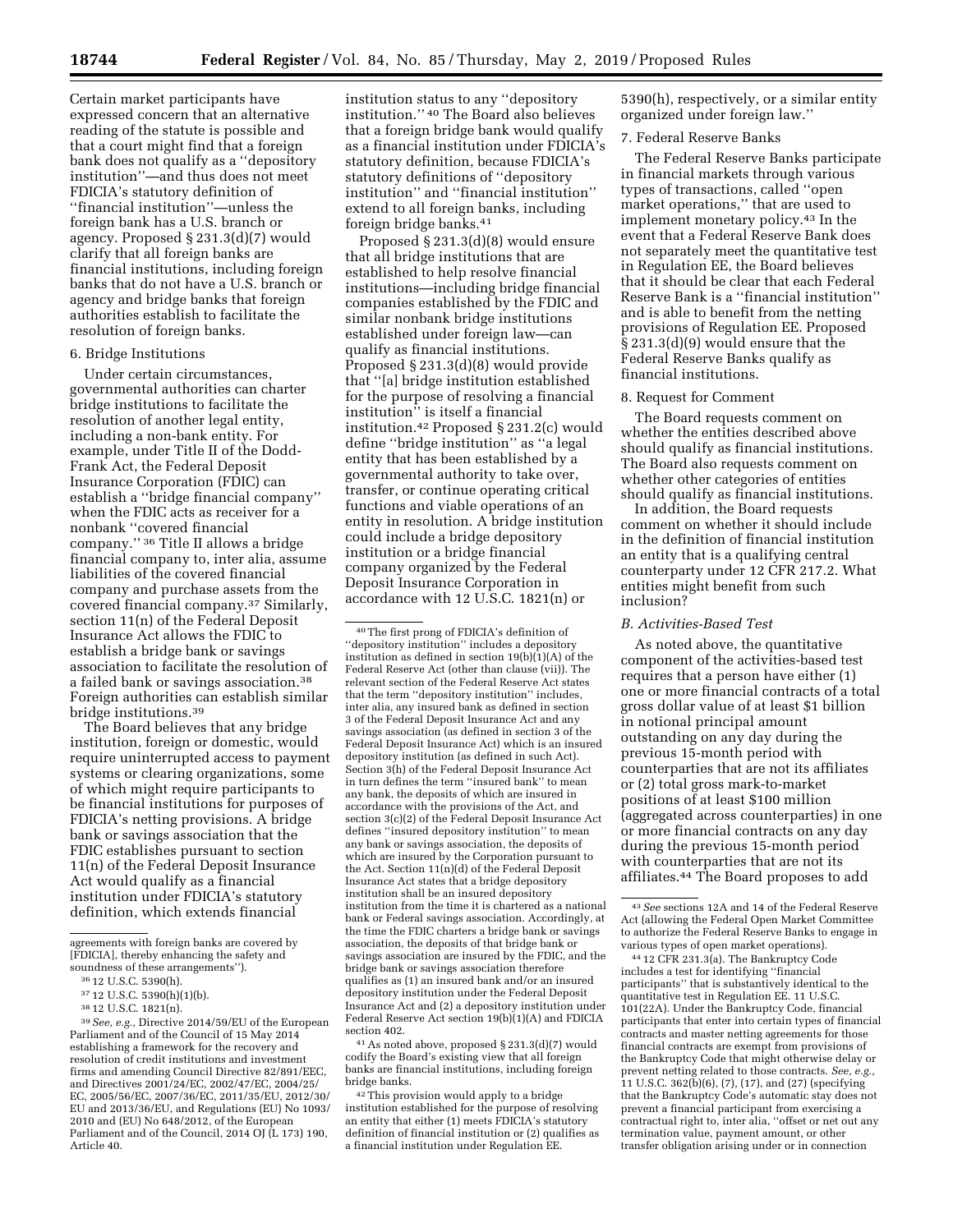Certain market participants have expressed concern that an alternative reading of the statute is possible and that a court might find that a foreign bank does not qualify as a ''depository institution''—and thus does not meet FDICIA's statutory definition of ''financial institution''—unless the foreign bank has a U.S. branch or agency. Proposed § 231.3(d)(7) would clarify that all foreign banks are financial institutions, including foreign banks that do not have a U.S. branch or agency and bridge banks that foreign authorities establish to facilitate the resolution of foreign banks.

#### 6. Bridge Institutions

Under certain circumstances, governmental authorities can charter bridge institutions to facilitate the resolution of another legal entity, including a non-bank entity. For example, under Title II of the Dodd-Frank Act, the Federal Deposit Insurance Corporation (FDIC) can establish a ''bridge financial company'' when the FDIC acts as receiver for a nonbank ''covered financial company.'' [36] Title II allows a bridge financial company to, inter alia, assume liabilities of the covered financial company and purchase assets from the covered financial company.[37] Similarly, section 11(n) of the Federal Deposit Insurance Act allows the FDIC to establish a bridge bank or savings association to facilitate the resolution of a failed bank or savings association.[38] Foreign authorities can establish similar bridge institutions.[39]

The Board believes that any bridge institution, foreign or domestic, would require uninterrupted access to payment systems or clearing organizations, some of which might require participants to be financial institutions for purposes of FDICIA's netting provisions. A bridge bank or savings association that the FDIC establishes pursuant to section 11(n) of the Federal Deposit Insurance Act would qualify as a financial institution under FDICIA's statutory definition, which extends financial institution status to any ''depository institution.'' [40] The Board also believes that a foreign bridge bank would qualify as a financial institution under FDICIA's statutory definition, because FDICIA's statutory definitions of ''depository institution'' and ''financial institution'' extend to all foreign banks, including foreign bridge banks.[41]

Proposed § 231.3(d)(8) would ensure that all bridge institutions that are established to help resolve financial institutions—including bridge financial companies established by the FDIC and similar nonbank bridge institutions established under foreign law—can qualify as financial institutions. Proposed § 231.3(d)(8) would provide that ''[a] bridge institution established for the purpose of resolving a financial institution'' is itself a financial institution.[42] Proposed § 231.2(c) would define ''bridge institution'' as ''a legal entity that has been established by a governmental authority to take over, transfer, or continue operating critical functions and viable operations of an entity in resolution. A bridge institution could include a bridge depository institution or a bridge financial company organized by the Federal Deposit Insurance Corporation in accordance with 12 U.S.C. 1821(n) or 5390(h), respectively, or a similar entity organized under foreign law.''

#### 7. Federal Reserve Banks

The Federal Reserve Banks participate in financial markets through various types of transactions, called ''open market operations,'' that are used to implement monetary policy.[43] In the event that a Federal Reserve Bank does not separately meet the quantitative test in Regulation EE, the Board believes that it should be clear that each Federal Reserve Bank is a ''financial institution'' and is able to benefit from the netting provisions of Regulation EE. Proposed § 231.3(d)(9) would ensure that the Federal Reserve Banks qualify as financial institutions.

#### 8. Request for Comment

The Board requests comment on whether the entities described above should qualify as financial institutions. The Board also requests comment on whether other categories of entities should qualify as financial institutions.

In addition, the Board requests comment on whether it should include in the definition of financial institution an entity that is a qualifying central counterparty under 12 CFR 217.2. What entities might benefit from such inclusion?

### *B. Activities-Based Test*

As noted above, the quantitative component of the activities-based test requires that a person have either (1) one or more financial contracts of a total gross dollar value of at least $1 billion in notional principal amount outstanding on any day during the previous 15-month period with counterparties that are not its affiliates or (2) total gross mark-to-market positions of at least $100 million (aggregated across counterparties) in one or more financial contracts on any day during the previous 15-month period with counterparties that are not its affiliates.[44] The Board proposes to add

---

agreements with foreign banks are covered by [FDICIA], thereby enhancing the safety and soundness of these arrangements'').

[36] 12 U.S.C. 5390(h).

[37] 12 U.S.C. 5390(h)(1)(b).

[38] 12 U.S.C. 1821(n).

[39] *See, e.g.,* Directive 2014/59/EU of the European Parliament and of the Council of 15 May 2014 establishing a framework for the recovery and resolution of credit institutions and investment firms and amending Council Directive 82/891/EEC, and Directives 2001/24/EC, 2002/47/EC, 2004/25/EC, 2005/56/EC, 2007/36/EC, 2011/35/EU, 2012/30/EU and 2013/36/EU, and Regulations (EU) No 1093/2010 and (EU) No 648/2012, of the European Parliament and of the Council, 2014 OJ (L 173) 190, Article 40.

[40] The first prong of FDICIA's definition of ''depository institution'' includes a depository institution as defined in section 19(b)(1)(A) of the Federal Reserve Act (other than clause (vii)). The relevant section of the Federal Reserve Act states that the term ''depository institution'' includes, inter alia, any insured bank as defined in section 3 of the Federal Deposit Insurance Act and any savings association (as defined in section 3 of the Federal Deposit Insurance Act) which is an insured depository institution (as defined in such Act). Section 3(h) of the Federal Deposit Insurance Act in turn defines the term ''insured bank'' to mean any bank, the deposits of which are insured in accordance with the provisions of the Act, and section 3(c)(2) of the Federal Deposit Insurance Act defines ''insured depository institution'' to mean any bank or savings association, the deposits of which are insured by the Corporation pursuant to the Act. Section 11(n)(d) of the Federal Deposit Insurance Act states that a bridge depository institution shall be an insured depository institution from the time it is chartered as a national bank or Federal savings association. Accordingly, at the time the FDIC charters a bridge bank or savings association, the deposits of that bridge bank or savings association are insured by the FDIC, and the bridge bank or savings association therefore qualifies as (1) an insured bank and/or an insured depository institution under the Federal Deposit Insurance Act and (2) a depository institution under Federal Reserve Act section 19(b)(1)(A) and FDICIA section 402.

[41] As noted above, proposed § 231.3(d)(7) would codify the Board's existing view that all foreign banks are financial institutions, including foreign bridge banks.

[42] This provision would apply to a bridge institution established for the purpose of resolving an entity that either (1) meets FDICIA's statutory definition of financial institution or (2) qualifies as a financial institution under Regulation EE.

[43] *See* sections 12A and 14 of the Federal Reserve Act (allowing the Federal Open Market Committee to authorize the Federal Reserve Banks to engage in various types of open market operations).

[44] 12 CFR 231.3(a). The Bankruptcy Code includes a test for identifying ''financial participants'' that is substantively identical to the quantitative test in Regulation EE. 11 U.S.C. 101(22A). Under the Bankruptcy Code, financial participants that enter into certain types of financial contracts and master netting agreements for those financial contracts are exempt from provisions of the Bankruptcy Code that might otherwise delay or prevent netting related to those contracts. *See, e.g.,* 11 U.S.C. 362(b)(6), (7), (17), and (27) (specifying that the Bankruptcy Code's automatic stay does not prevent a financial participant from exercising a contractual right to, inter alia, ''offset or net out any termination value, payment amount, or other transfer obligation arising under or in connection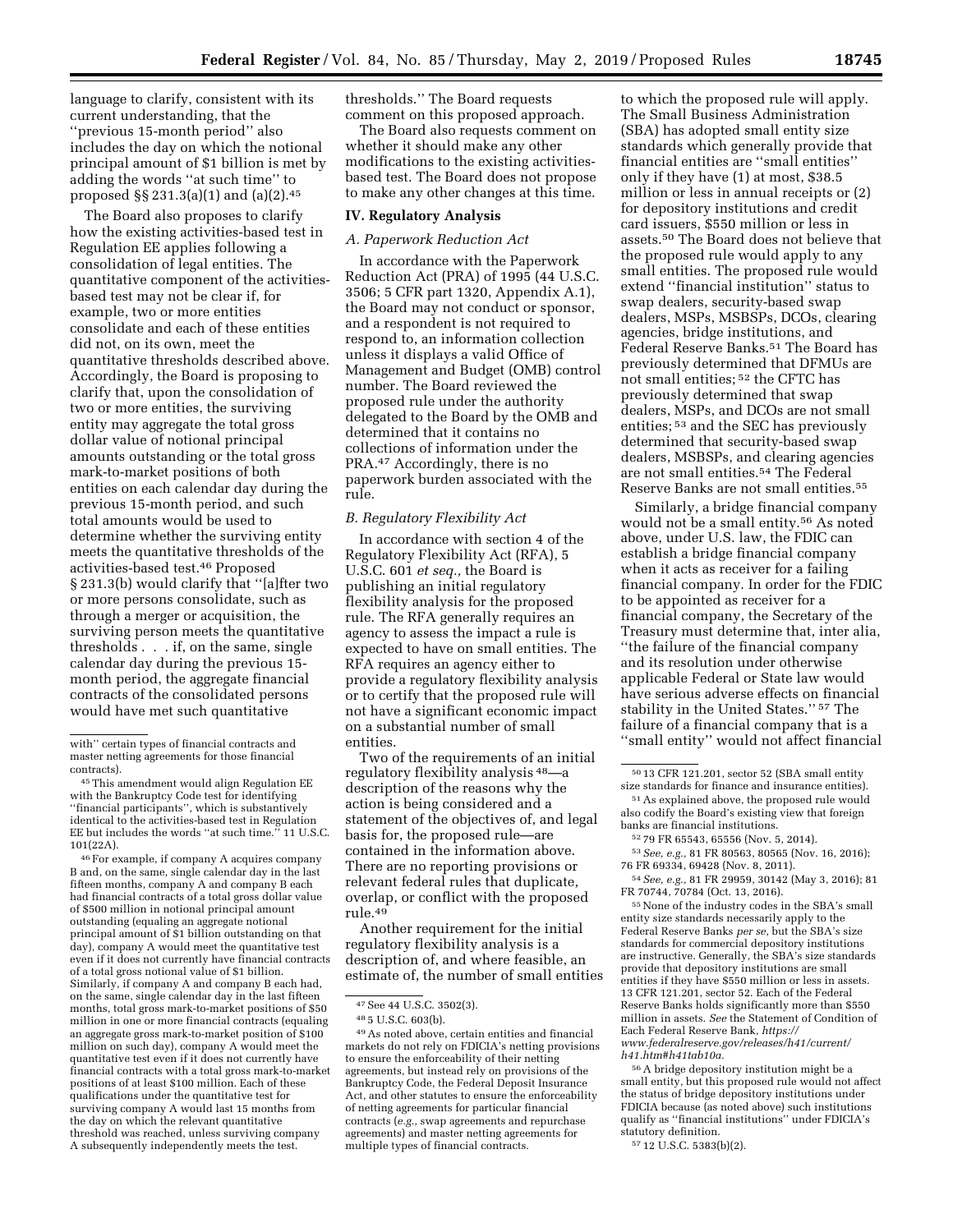language to clarify, consistent with its current understanding, that the ''previous 15-month period'' also includes the day on which the notional principal amount of $1 billion is met by adding the words ''at such time'' to proposed §§ 231.3(a)(1) and (a)(2).[45]

The Board also proposes to clarify how the existing activities-based test in Regulation EE applies following a consolidation of legal entities. The quantitative component of the activities-based test may not be clear if, for example, two or more entities consolidate and each of these entities did not, on its own, meet the quantitative thresholds described above. Accordingly, the Board is proposing to clarify that, upon the consolidation of two or more entities, the surviving entity may aggregate the total gross dollar value of notional principal amounts outstanding or the total gross mark-to-market positions of both entities on each calendar day during the previous 15-month period, and such total amounts would be used to determine whether the surviving entity meets the quantitative thresholds of the activities-based test.[46] Proposed § 231.3(b) would clarify that ''[a]fter two or more persons consolidate, such as through a merger or acquisition, the surviving person meets the quantitative thresholds . . . if, on the same, single calendar day during the previous 15-month period, the aggregate financial contracts of the consolidated persons would have met such quantitative thresholds.'' The Board requests comment on this proposed approach.

The Board also requests comment on whether it should make any other modifications to the existing activities-based test. The Board does not propose to make any other changes at this time.

## IV. Regulatory Analysis

### A. Paperwork Reduction Act

In accordance with the Paperwork Reduction Act (PRA) of 1995 (44 U.S.C. 3506; 5 CFR part 1320, Appendix A.1), the Board may not conduct or sponsor, and a respondent is not required to respond to, an information collection unless it displays a valid Office of Management and Budget (OMB) control number. The Board reviewed the proposed rule under the authority delegated to the Board by the OMB and determined that it contains no collections of information under the PRA.[47] Accordingly, there is no paperwork burden associated with the rule.

### B. Regulatory Flexibility Act

In accordance with section 4 of the Regulatory Flexibility Act (RFA), 5 U.S.C. 601 *et seq.,* the Board is publishing an initial regulatory flexibility analysis for the proposed rule. The RFA generally requires an agency to assess the impact a rule is expected to have on small entities. The RFA requires an agency either to provide a regulatory flexibility analysis or to certify that the proposed rule will not have a significant economic impact on a substantial number of small entities.

Two of the requirements of an initial regulatory flexibility analysis[48]—a description of the reasons why the action is being considered and a statement of the objectives of, and legal basis for, the proposed rule—are contained in the information above. There are no reporting provisions or relevant federal rules that duplicate, overlap, or conflict with the proposed rule.[49]

Another requirement for the initial regulatory flexibility analysis is a description of, and where feasible, an estimate of, the number of small entities to which the proposed rule will apply. The Small Business Administration (SBA) has adopted small entity size standards which generally provide that financial entities are ''small entities'' only if they have (1) at most, $38.5 million or less in annual receipts or (2) for depository institutions and credit card issuers, $550 million or less in assets.[50] The Board does not believe that the proposed rule would apply to any small entities. The proposed rule would extend ''financial institution'' status to swap dealers, security-based swap dealers, MSPs, MSBSPs, DCOs, clearing agencies, bridge institutions, and Federal Reserve Banks.[51] The Board has previously determined that DFMUs are not small entities;[52] the CFTC has previously determined that swap dealers, MSPs, and DCOs are not small entities;[53] and the SEC has previously determined that security-based swap dealers, MSBSPs, and clearing agencies are not small entities.[54] The Federal Reserve Banks are not small entities.[55]

Similarly, a bridge financial company would not be a small entity.[56] As noted above, under U.S. law, the FDIC can establish a bridge financial company when it acts as receiver for a failing financial company. In order for the FDIC to be appointed as receiver for a financial company, the Secretary of the Treasury must determine that, inter alia, ''the failure of the financial company and its resolution under otherwise applicable Federal or State law would have serious adverse effects on financial stability in the United States.''[57] The failure of a financial company that is a ''small entity'' would not affect financial

---

with'' certain types of financial contracts and master netting agreements for those financial contracts).

[45] This amendment would align Regulation EE with the Bankruptcy Code test for identifying ''financial participants'', which is substantively identical to the activities-based test in Regulation EE but includes the words ''at such time.'' 11 U.S.C. 101(22A).

[46] For example, if company A acquires company B and, on the same, single calendar day in the last fifteen months, company A and company B each had financial contracts of a total gross dollar value of $500 million in notional principal amount outstanding (equaling an aggregate notional principal amount of $1 billion outstanding on that day), company A would meet the quantitative test even if it does not currently have financial contracts of a total gross notional value of $1 billion. Similarly, if company A and company B each had, on the same, single calendar day in the last fifteen months, total gross mark-to-market positions of $50 million in one or more financial contracts (equaling an aggregate gross mark-to-market position of $100 million on such day), company A would meet the quantitative test even if it does not currently have financial contracts with a total gross mark-to-market positions of at least $100 million. Each of these qualifications under the quantitative test for surviving company A would last 15 months from the day on which the relevant quantitative threshold was reached, unless surviving company A subsequently independently meets the test.

[47] See 44 U.S.C. 3502(3).

[48] 5 U.S.C. 603(b).

[49] As noted above, certain entities and financial markets do not rely on FDICIA's netting provisions to ensure the enforceability of their netting agreements, but instead rely on provisions of the Bankruptcy Code, the Federal Deposit Insurance Act, and other statutes to ensure the enforceability of netting agreements for particular financial contracts (*e.g.,* swap agreements and repurchase agreements) and master netting agreements for multiple types of financial contracts.

[50] 13 CFR 121.201, sector 52 (SBA small entity size standards for finance and insurance entities).

[51] As explained above, the proposed rule would also codify the Board's existing view that foreign banks are financial institutions.

[52] 79 FR 65543, 65556 (Nov. 5, 2014).

[53] *See, e.g.,* 81 FR 80563, 80565 (Nov. 16, 2016); 76 FR 69334, 69428 (Nov. 8, 2011).

[54] *See, e.g.,* 81 FR 29959, 30142 (May 3, 2016); 81 FR 70744, 70784 (Oct. 13, 2016).

[55] None of the industry codes in the SBA's small entity size standards necessarily apply to the Federal Reserve Banks *per se,* but the SBA's size standards for commercial depository institutions are instructive. Generally, the SBA's size standards provide that depository institutions are small entities if they have $550 million or less in assets. 13 CFR 121.201, sector 52. Each of the Federal Reserve Banks holds significantly more than $550 million in assets. *See* the Statement of Condition of Each Federal Reserve Bank, *https://www.federalreserve.gov/releases/h41/current/h41.htm#h41tab10a.*

[56] A bridge depository institution might be a small entity, but this proposed rule would not affect the status of bridge depository institutions under FDICIA because (as noted above) such institutions qualify as ''financial institutions'' under FDICIA's statutory definition.

[57] 12 U.S.C. 5383(b)(2).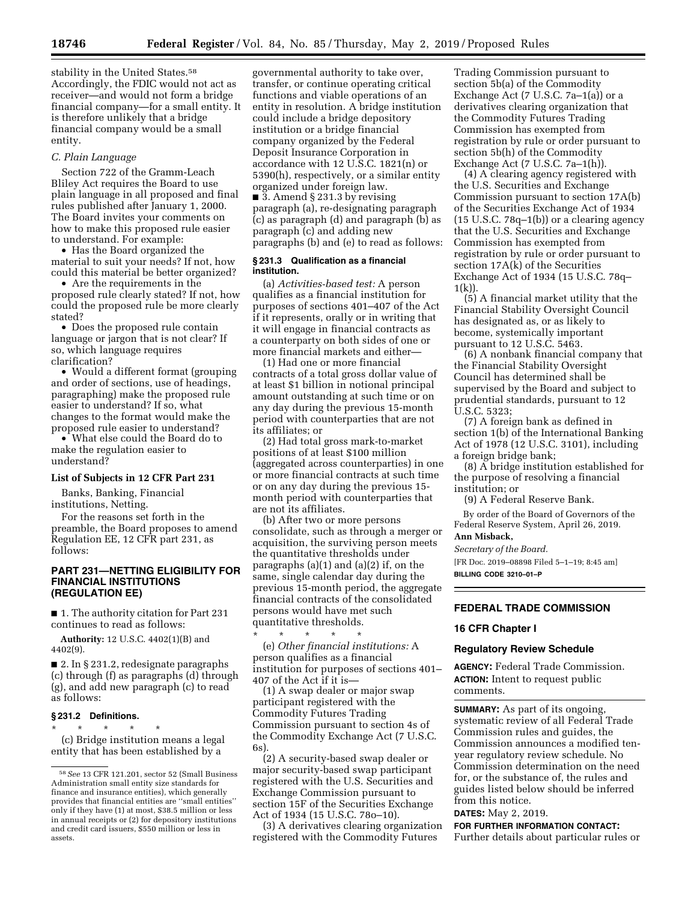stability in the United States.[58] Accordingly, the FDIC would not act as receiver—and would not form a bridge financial company—for a small entity. It is therefore unlikely that a bridge financial company would be a small entity.

### *C. Plain Language*

Section 722 of the Gramm-Leach Bliley Act requires the Board to use plain language in all proposed and final rules published after January 1, 2000. The Board invites your comments on how to make this proposed rule easier to understand. For example:

• Has the Board organized the material to suit your needs? If not, how could this material be better organized?

• Are the requirements in the proposed rule clearly stated? If not, how could the proposed rule be more clearly stated?

• Does the proposed rule contain language or jargon that is not clear? If so, which language requires clarification?

• Would a different format (grouping and order of sections, use of headings, paragraphing) make the proposed rule easier to understand? If so, what changes to the format would make the proposed rule easier to understand?

• What else could the Board do to make the regulation easier to understand?

### List of Subjects in 12 CFR Part 231

Banks, Banking, Financial institutions, Netting.

For the reasons set forth in the preamble, the Board proposes to amend Regulation EE, 12 CFR part 231, as follows:

## PART 231—NETTING ELIGIBILITY FOR FINANCIAL INSTITUTIONS (REGULATION EE)

■ 1. The authority citation for Part 231 continues to read as follows:

**Authority:** 12 U.S.C. 4402(1)(B) and 4402(9).

■ 2. In § 231.2, redesignate paragraphs (c) through (f) as paragraphs (d) through (g), and add new paragraph (c) to read as follows:

### § 231.2 Definitions.

\* \* \* \* \*

(c) Bridge institution means a legal entity that has been established by a governmental authority to take over, transfer, or continue operating critical functions and viable operations of an entity in resolution. A bridge institution could include a bridge depository institution or a bridge financial company organized by the Federal Deposit Insurance Corporation in accordance with 12 U.S.C. 1821(n) or 5390(h), respectively, or a similar entity organized under foreign law.

■ 3. Amend § 231.3 by revising paragraph (a), re-designating paragraph (c) as paragraph (d) and paragraph (b) as paragraph (c) and adding new paragraphs (b) and (e) to read as follows:

### § 231.3 Qualification as a financial institution.

(a) *Activities-based test:* A person qualifies as a financial institution for purposes of sections 401–407 of the Act if it represents, orally or in writing that it will engage in financial contracts as a counterparty on both sides of one or more financial markets and either—

(1) Had one or more financial contracts of a total gross dollar value of at least $1 billion in notional principal amount outstanding at such time or on any day during the previous 15-month period with counterparties that are not its affiliates; or

(2) Had total gross mark-to-market positions of at least $100 million (aggregated across counterparties) in one or more financial contracts at such time or on any day during the previous 15-month period with counterparties that are not its affiliates.

(b) After two or more persons consolidate, such as through a merger or acquisition, the surviving person meets the quantitative thresholds under paragraphs (a)(1) and (a)(2) if, on the same, single calendar day during the previous 15-month period, the aggregate financial contracts of the consolidated persons would have met such quantitative thresholds.

\* \* \* \* \*

(e) *Other financial institutions:* A person qualifies as a financial institution for purposes of sections 401–407 of the Act if it is—

(1) A swap dealer or major swap participant registered with the Commodity Futures Trading Commission pursuant to section 4s of the Commodity Exchange Act (7 U.S.C. 6s).

(2) A security-based swap dealer or major security-based swap participant registered with the U.S. Securities and Exchange Commission pursuant to section 15F of the Securities Exchange Act of 1934 (15 U.S.C. 78o–10).

(3) A derivatives clearing organization registered with the Commodity Futures Trading Commission pursuant to section 5b(a) of the Commodity Exchange Act (7 U.S.C. 7a–1(a)) or a derivatives clearing organization that the Commodity Futures Trading Commission has exempted from registration by rule or order pursuant to section 5b(h) of the Commodity Exchange Act (7 U.S.C. 7a–1(h)).

(4) A clearing agency registered with the U.S. Securities and Exchange Commission pursuant to section 17A(b) of the Securities Exchange Act of 1934 (15 U.S.C. 78q–1(b)) or a clearing agency that the U.S. Securities and Exchange Commission has exempted from registration by rule or order pursuant to section 17A(k) of the Securities Exchange Act of 1934 (15 U.S.C. 78q–1(k)).

(5) A financial market utility that the Financial Stability Oversight Council has designated as, or as likely to become, systemically important pursuant to 12 U.S.C. 5463.

(6) A nonbank financial company that the Financial Stability Oversight Council has determined shall be supervised by the Board and subject to prudential standards, pursuant to 12 U.S.C. 5323;

(7) A foreign bank as defined in section 1(b) of the International Banking Act of 1978 (12 U.S.C. 3101), including a foreign bridge bank;

(8) A bridge institution established for the purpose of resolving a financial institution; or

(9) A Federal Reserve Bank.

By order of the Board of Governors of the Federal Reserve System, April 26, 2019.

**Ann Misback,**

*Secretary of the Board.*

[FR Doc. 2019–08898 Filed 5–1–19; 8:45 am]

**BILLING CODE 3210–01–P**

---

[58] *See* 13 CFR 121.201, sector 52 (Small Business Administration small entity size standards for finance and insurance entities), which generally provides that financial entities are ''small entities'' only if they have (1) at most, $38.5 million or less in annual receipts or (2) for depository institutions and credit card issuers, $550 million or less in assets.

---

## FEDERAL TRADE COMMISSION

### 16 CFR Chapter I

### Regulatory Review Schedule

**AGENCY:** Federal Trade Commission.

**ACTION:** Intent to request public comments.

**SUMMARY:** As part of its ongoing, systematic review of all Federal Trade Commission rules and guides, the Commission announces a modified ten-year regulatory review schedule. No Commission determination on the need for, or the substance of, the rules and guides listed below should be inferred from this notice.

**DATES:** May 2, 2019.

**FOR FURTHER INFORMATION CONTACT:** Further details about particular rules or